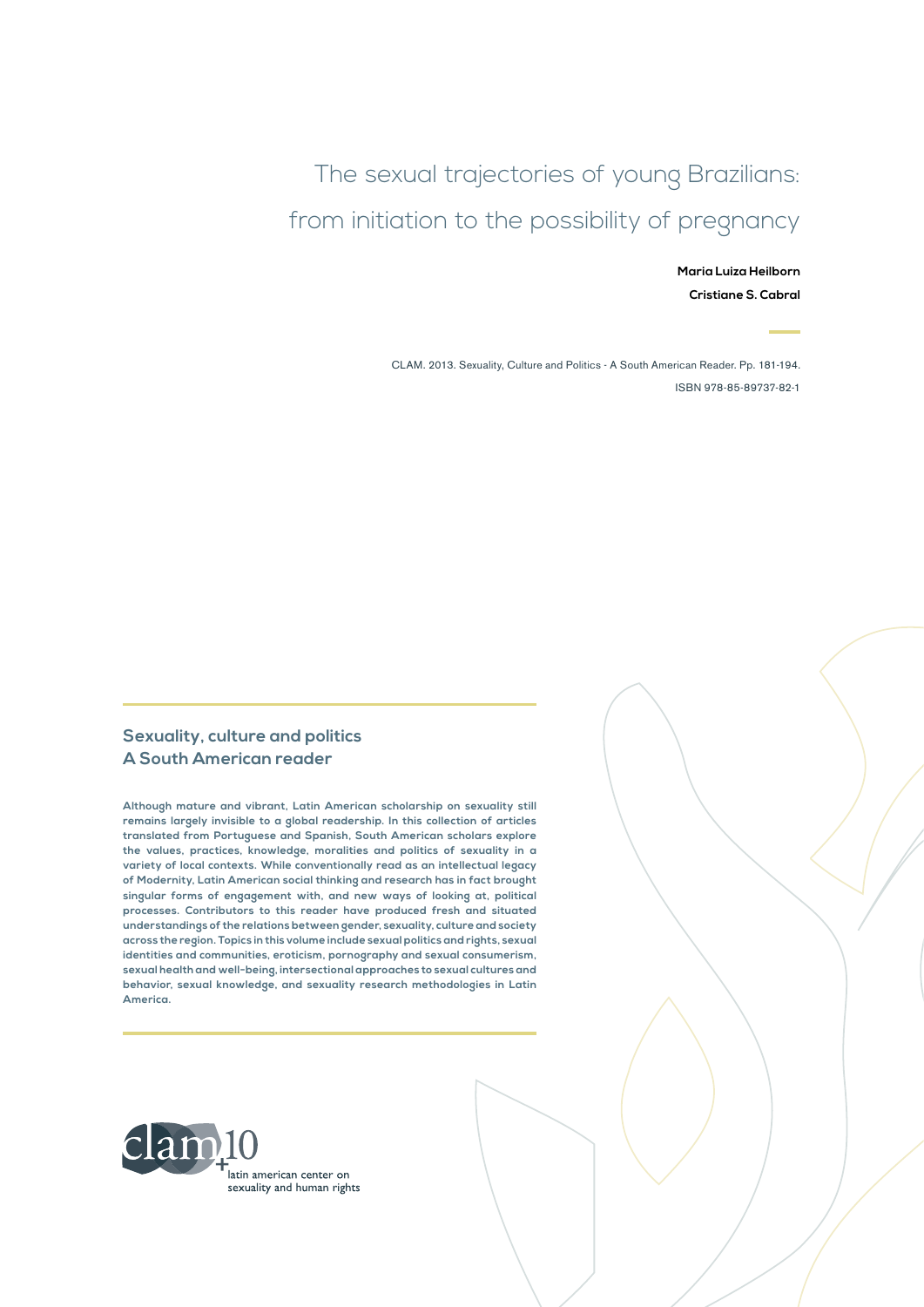# The sexual trajectories of young Brazilians: from initiation to the possibility of pregnancy

**Maria Luiza Heilborn**

**Cristiane S. Cabral**

CLAM. 2013. Sexuality, Culture and Politics - A South American Reader. Pp. 181-194.

ISBN 978-85-89737-82-1

## Sexuality, culture and politics
## A South American reader

**Although mature and vibrant, Latin American scholarship on sexuality still remains largely invisible to a global readership. In this collection of articles translated from Portuguese and Spanish, South American scholars explore the values, practices, knowledge, moralities and politics of sexuality in a variety of local contexts. While conventionally read as an intellectual legacy of Modernity, Latin American social thinking and research has in fact brought singular forms of engagement with, and new ways of looking at, political processes. Contributors to this reader have produced fresh and situated understandings of the relations between gender, sexuality, culture and society across the region. Topics in this volume include sexual politics and rights, sexual identities and communities, eroticism, pornography and sexual consumerism, sexual health and well-being, intersectional approaches to sexual cultures and behavior, sexual knowledge, and sexuality research methodologies in Latin America.**

clam+10

latin american center on sexuality and human rights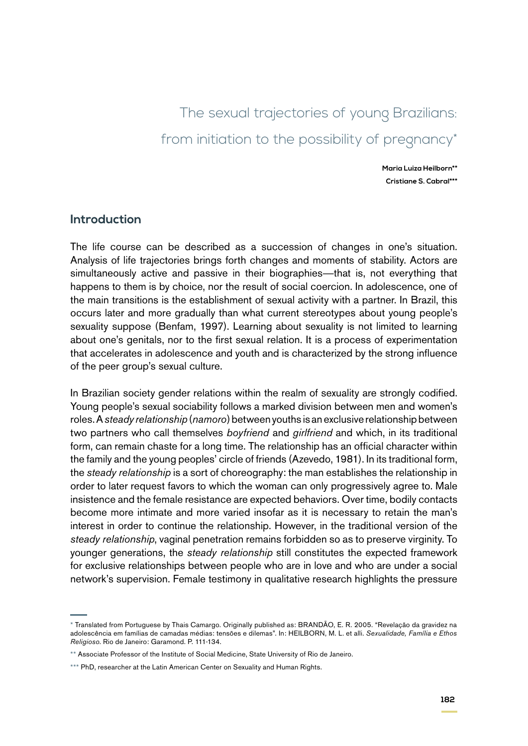# The sexual trajectories of young Brazilians: from initiation to the possibility of pregnancy*

**Maria Luiza Heilborn****
**Cristiane S. Cabral*****

## Introduction

The life course can be described as a succession of changes in one's situation. Analysis of life trajectories brings forth changes and moments of stability. Actors are simultaneously active and passive in their biographies—that is, not everything that happens to them is by choice, nor the result of social coercion. In adolescence, one of the main transitions is the establishment of sexual activity with a partner. In Brazil, this occurs later and more gradually than what current stereotypes about young people's sexuality suppose (Benfam, 1997). Learning about sexuality is not limited to learning about one's genitals, nor to the first sexual relation. It is a process of experimentation that accelerates in adolescence and youth and is characterized by the strong influence of the peer group's sexual culture.

In Brazilian society gender relations within the realm of sexuality are strongly codified. Young people's sexual sociability follows a marked division between men and women's roles. A *steady relationship* (*namoro*) between youths is an exclusive relationship between two partners who call themselves *boyfriend* and *girlfriend* and which, in its traditional form, can remain chaste for a long time. The relationship has an official character within the family and the young peoples' circle of friends (Azevedo, 1981). In its traditional form, the *steady relationship* is a sort of choreography: the man establishes the relationship in order to later request favors to which the woman can only progressively agree to. Male insistence and the female resistance are expected behaviors. Over time, bodily contacts become more intimate and more varied insofar as it is necessary to retain the man's interest in order to continue the relationship. However, in the traditional version of the *steady relationship*, vaginal penetration remains forbidden so as to preserve virginity. To younger generations, the *steady relationship* still constitutes the expected framework for exclusive relationships between people who are in love and who are under a social network's supervision. Female testimony in qualitative research highlights the pressure

---

\* Translated from Portuguese by Thais Camargo. Originally published as: BRANDÃO, E. R. 2005. "Revelação da gravidez na adolescência em famílias de camadas médias: tensões e dilemas". In: HEILBORN, M. L. et alli. *Sexualidade, Família e Ethos Religioso*. Rio de Janeiro: Garamond. P. 111-134.

\*\* Associate Professor of the Institute of Social Medicine, State University of Rio de Janeiro.

\*\*\* PhD, researcher at the Latin American Center on Sexuality and Human Rights.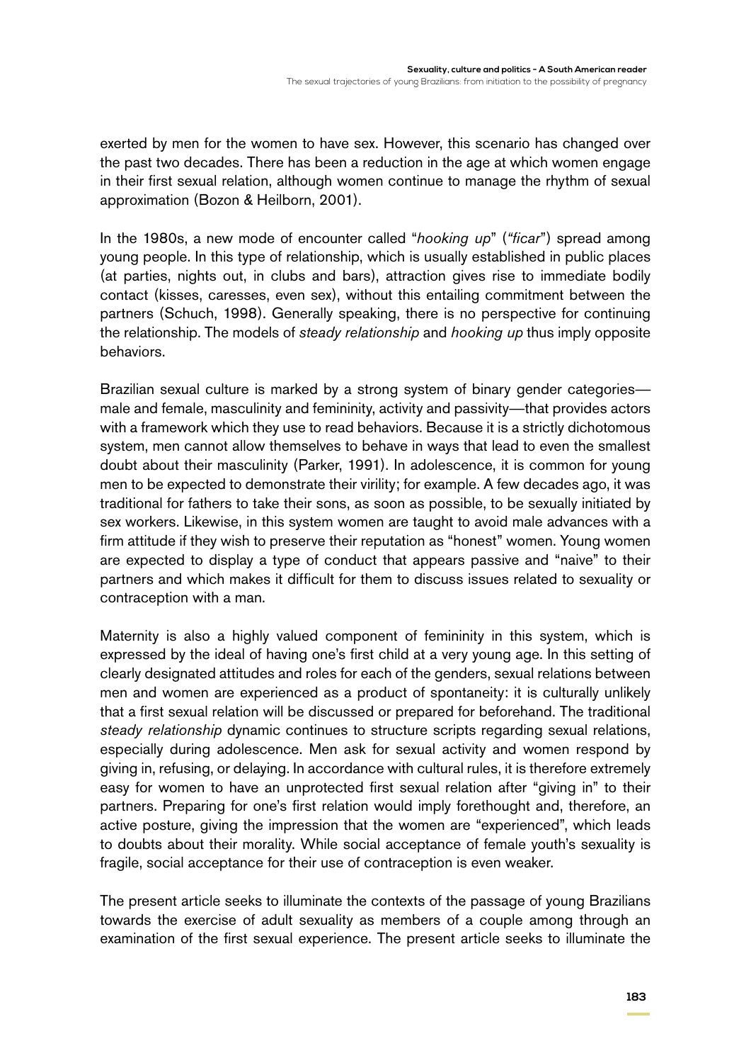exerted by men for the women to have sex. However, this scenario has changed over the past two decades. There has been a reduction in the age at which women engage in their first sexual relation, although women continue to manage the rhythm of sexual approximation (Bozon & Heilborn, 2001).

In the 1980s, a new mode of encounter called "*hooking up*" (*"ficar"*) spread among young people. In this type of relationship, which is usually established in public places (at parties, nights out, in clubs and bars), attraction gives rise to immediate bodily contact (kisses, caresses, even sex), without this entailing commitment between the partners (Schuch, 1998). Generally speaking, there is no perspective for continuing the relationship. The models of *steady relationship* and *hooking up* thus imply opposite behaviors.

Brazilian sexual culture is marked by a strong system of binary gender categories—male and female, masculinity and femininity, activity and passivity—that provides actors with a framework which they use to read behaviors. Because it is a strictly dichotomous system, men cannot allow themselves to behave in ways that lead to even the smallest doubt about their masculinity (Parker, 1991). In adolescence, it is common for young men to be expected to demonstrate their virility; for example. A few decades ago, it was traditional for fathers to take their sons, as soon as possible, to be sexually initiated by sex workers. Likewise, in this system women are taught to avoid male advances with a firm attitude if they wish to preserve their reputation as "honest" women. Young women are expected to display a type of conduct that appears passive and "naive" to their partners and which makes it difficult for them to discuss issues related to sexuality or contraception with a man.

Maternity is also a highly valued component of femininity in this system, which is expressed by the ideal of having one's first child at a very young age. In this setting of clearly designated attitudes and roles for each of the genders, sexual relations between men and women are experienced as a product of spontaneity: it is culturally unlikely that a first sexual relation will be discussed or prepared for beforehand. The traditional *steady relationship* dynamic continues to structure scripts regarding sexual relations, especially during adolescence. Men ask for sexual activity and women respond by giving in, refusing, or delaying. In accordance with cultural rules, it is therefore extremely easy for women to have an unprotected first sexual relation after "giving in" to their partners. Preparing for one's first relation would imply forethought and, therefore, an active posture, giving the impression that the women are "experienced", which leads to doubts about their morality. While social acceptance of female youth's sexuality is fragile, social acceptance for their use of contraception is even weaker.

The present article seeks to illuminate the contexts of the passage of young Brazilians towards the exercise of adult sexuality as members of a couple among through an examination of the first sexual experience. The present article seeks to illuminate the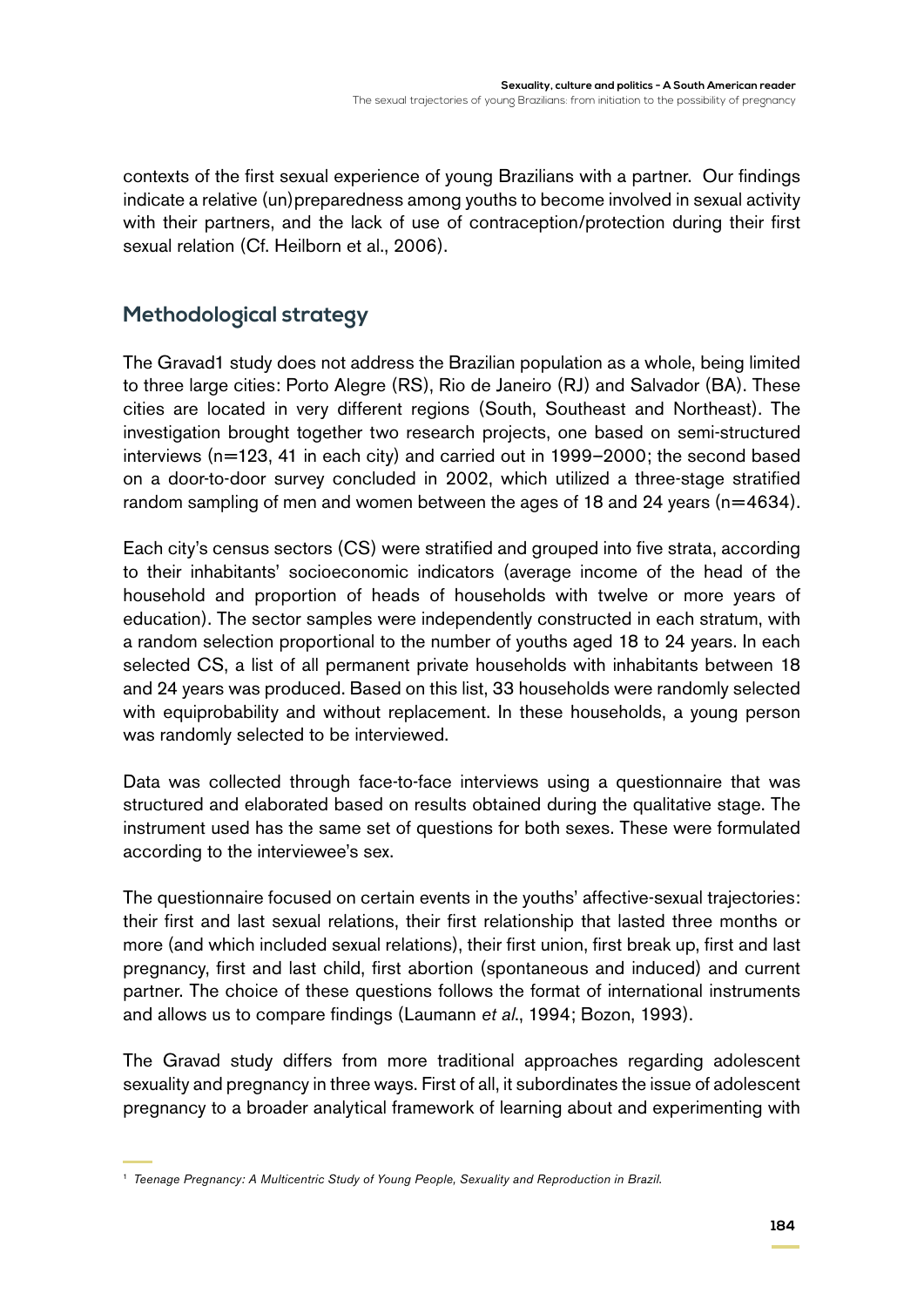contexts of the first sexual experience of young Brazilians with a partner. Our findings indicate a relative (un)preparedness among youths to become involved in sexual activity with their partners, and the lack of use of contraception/protection during their first sexual relation (Cf. Heilborn et al., 2006).

## Methodological strategy

The Gravad1 study does not address the Brazilian population as a whole, being limited to three large cities: Porto Alegre (RS), Rio de Janeiro (RJ) and Salvador (BA). These cities are located in very different regions (South, Southeast and Northeast). The investigation brought together two research projects, one based on semi-structured interviews (n=123, 41 in each city) and carried out in 1999–2000; the second based on a door-to-door survey concluded in 2002, which utilized a three-stage stratified random sampling of men and women between the ages of 18 and 24 years (n=4634).

Each city's census sectors (CS) were stratified and grouped into five strata, according to their inhabitants' socioeconomic indicators (average income of the head of the household and proportion of heads of households with twelve or more years of education). The sector samples were independently constructed in each stratum, with a random selection proportional to the number of youths aged 18 to 24 years. In each selected CS, a list of all permanent private households with inhabitants between 18 and 24 years was produced. Based on this list, 33 households were randomly selected with equiprobability and without replacement. In these households, a young person was randomly selected to be interviewed.

Data was collected through face-to-face interviews using a questionnaire that was structured and elaborated based on results obtained during the qualitative stage. The instrument used has the same set of questions for both sexes. These were formulated according to the interviewee's sex.

The questionnaire focused on certain events in the youths' affective-sexual trajectories: their first and last sexual relations, their first relationship that lasted three months or more (and which included sexual relations), their first union, first break up, first and last pregnancy, first and last child, first abortion (spontaneous and induced) and current partner. The choice of these questions follows the format of international instruments and allows us to compare findings (Laumann *et al*., 1994; Bozon, 1993).

The Gravad study differs from more traditional approaches regarding adolescent sexuality and pregnancy in three ways. First of all, it subordinates the issue of adolescent pregnancy to a broader analytical framework of learning about and experimenting with

[1] *Teenage Pregnancy: A Multicentric Study of Young People, Sexuality and Reproduction in Brazil.*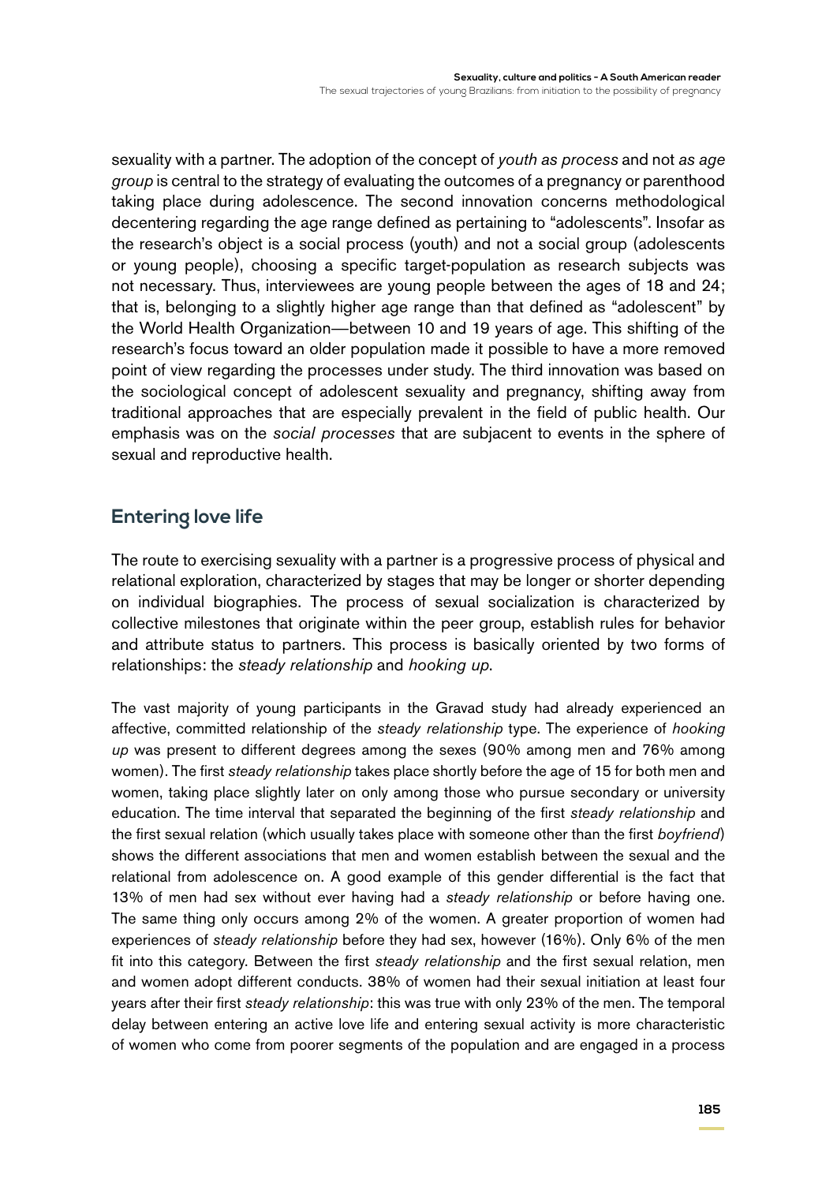sexuality with a partner. The adoption of the concept of *youth as process* and not *as age group* is central to the strategy of evaluating the outcomes of a pregnancy or parenthood taking place during adolescence. The second innovation concerns methodological decentering regarding the age range defined as pertaining to "adolescents". Insofar as the research's object is a social process (youth) and not a social group (adolescents or young people), choosing a specific target-population as research subjects was not necessary. Thus, interviewees are young people between the ages of 18 and 24; that is, belonging to a slightly higher age range than that defined as "adolescent" by the World Health Organization—between 10 and 19 years of age. This shifting of the research's focus toward an older population made it possible to have a more removed point of view regarding the processes under study. The third innovation was based on the sociological concept of adolescent sexuality and pregnancy, shifting away from traditional approaches that are especially prevalent in the field of public health. Our emphasis was on the *social processes* that are subjacent to events in the sphere of sexual and reproductive health.

## Entering love life

The route to exercising sexuality with a partner is a progressive process of physical and relational exploration, characterized by stages that may be longer or shorter depending on individual biographies. The process of sexual socialization is characterized by collective milestones that originate within the peer group, establish rules for behavior and attribute status to partners. This process is basically oriented by two forms of relationships: the *steady relationship* and *hooking up*.

The vast majority of young participants in the Gravad study had already experienced an affective, committed relationship of the *steady relationship* type. The experience of *hooking up* was present to different degrees among the sexes (90% among men and 76% among women). The first *steady relationship* takes place shortly before the age of 15 for both men and women, taking place slightly later on only among those who pursue secondary or university education. The time interval that separated the beginning of the first *steady relationship* and the first sexual relation (which usually takes place with someone other than the first *boyfriend*) shows the different associations that men and women establish between the sexual and the relational from adolescence on. A good example of this gender differential is the fact that 13% of men had sex without ever having had a *steady relationship* or before having one. The same thing only occurs among 2% of the women. A greater proportion of women had experiences of *steady relationship* before they had sex, however (16%). Only 6% of the men fit into this category. Between the first *steady relationship* and the first sexual relation, men and women adopt different conducts. 38% of women had their sexual initiation at least four years after their first *steady relationship*: this was true with only 23% of the men. The temporal delay between entering an active love life and entering sexual activity is more characteristic of women who come from poorer segments of the population and are engaged in a process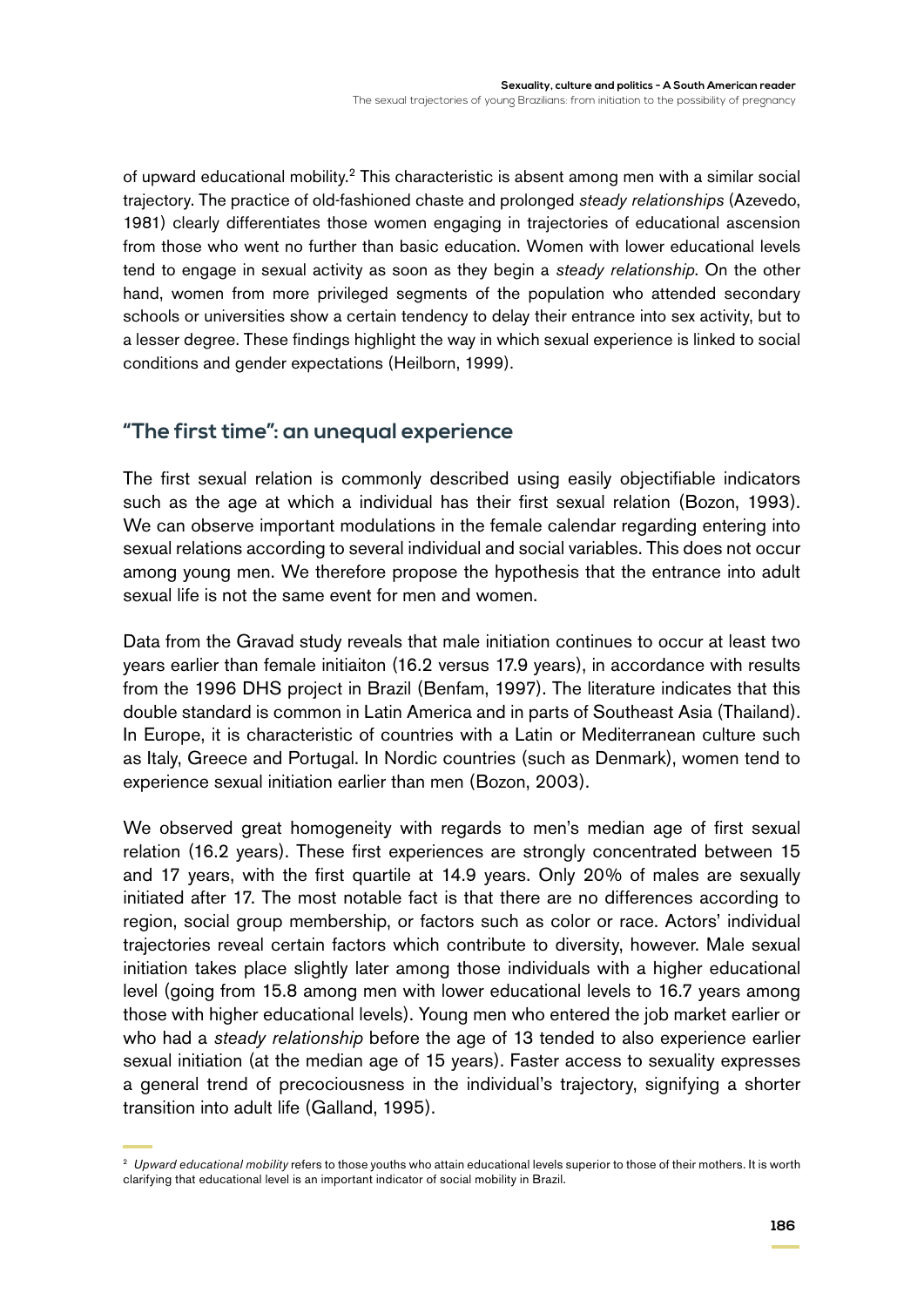of upward educational mobility.[2] This characteristic is absent among men with a similar social trajectory. The practice of old-fashioned chaste and prolonged *steady relationships* (Azevedo, 1981) clearly differentiates those women engaging in trajectories of educational ascension from those who went no further than basic education. Women with lower educational levels tend to engage in sexual activity as soon as they begin a *steady relationship*. On the other hand, women from more privileged segments of the population who attended secondary schools or universities show a certain tendency to delay their entrance into sex activity, but to a lesser degree. These findings highlight the way in which sexual experience is linked to social conditions and gender expectations (Heilborn, 1999).

## "The first time": an unequal experience

The first sexual relation is commonly described using easily objectifiable indicators such as the age at which a individual has their first sexual relation (Bozon, 1993). We can observe important modulations in the female calendar regarding entering into sexual relations according to several individual and social variables. This does not occur among young men. We therefore propose the hypothesis that the entrance into adult sexual life is not the same event for men and women.

Data from the Gravad study reveals that male initiation continues to occur at least two years earlier than female initiaiton (16.2 versus 17.9 years), in accordance with results from the 1996 DHS project in Brazil (Benfam, 1997). The literature indicates that this double standard is common in Latin America and in parts of Southeast Asia (Thailand). In Europe, it is characteristic of countries with a Latin or Mediterranean culture such as Italy, Greece and Portugal. In Nordic countries (such as Denmark), women tend to experience sexual initiation earlier than men (Bozon, 2003).

We observed great homogeneity with regards to men's median age of first sexual relation (16.2 years). These first experiences are strongly concentrated between 15 and 17 years, with the first quartile at 14.9 years. Only 20% of males are sexually initiated after 17. The most notable fact is that there are no differences according to region, social group membership, or factors such as color or race. Actors' individual trajectories reveal certain factors which contribute to diversity, however. Male sexual initiation takes place slightly later among those individuals with a higher educational level (going from 15.8 among men with lower educational levels to 16.7 years among those with higher educational levels). Young men who entered the job market earlier or who had a *steady relationship* before the age of 13 tended to also experience earlier sexual initiation (at the median age of 15 years). Faster access to sexuality expresses a general trend of precociousness in the individual's trajectory, signifying a shorter transition into adult life (Galland, 1995).

---

[2] *Upward educational mobility* refers to those youths who attain educational levels superior to those of their mothers. It is worth clarifying that educational level is an important indicator of social mobility in Brazil.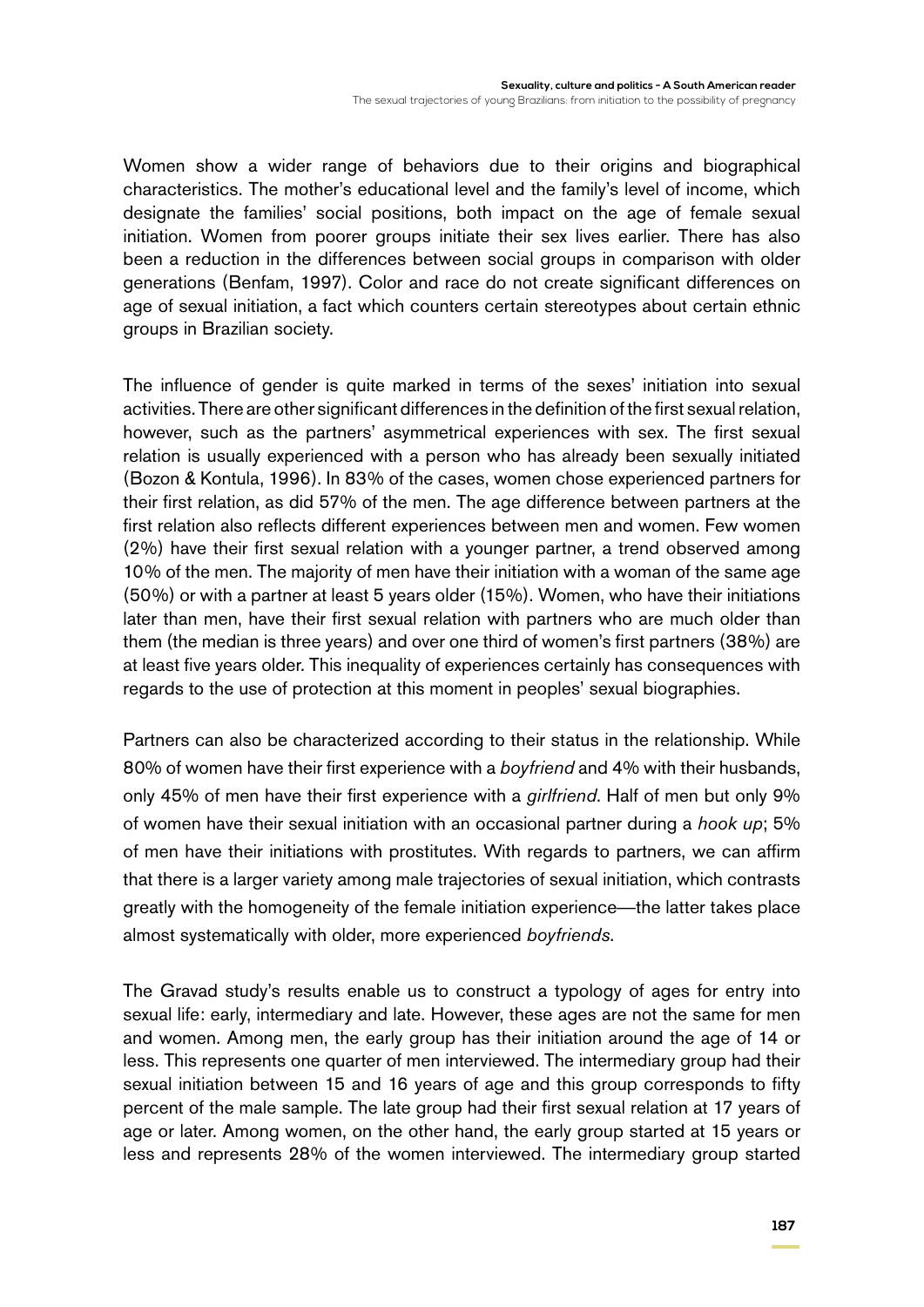Women show a wider range of behaviors due to their origins and biographical characteristics. The mother's educational level and the family's level of income, which designate the families' social positions, both impact on the age of female sexual initiation. Women from poorer groups initiate their sex lives earlier. There has also been a reduction in the differences between social groups in comparison with older generations (Benfam, 1997). Color and race do not create significant differences on age of sexual initiation, a fact which counters certain stereotypes about certain ethnic groups in Brazilian society.

The influence of gender is quite marked in terms of the sexes' initiation into sexual activities. There are other significant differences in the definition of the first sexual relation, however, such as the partners' asymmetrical experiences with sex. The first sexual relation is usually experienced with a person who has already been sexually initiated (Bozon & Kontula, 1996). In 83% of the cases, women chose experienced partners for their first relation, as did 57% of the men. The age difference between partners at the first relation also reflects different experiences between men and women. Few women (2%) have their first sexual relation with a younger partner, a trend observed among 10% of the men. The majority of men have their initiation with a woman of the same age (50%) or with a partner at least 5 years older (15%). Women, who have their initiations later than men, have their first sexual relation with partners who are much older than them (the median is three years) and over one third of women's first partners (38%) are at least five years older. This inequality of experiences certainly has consequences with regards to the use of protection at this moment in peoples' sexual biographies.

Partners can also be characterized according to their status in the relationship. While 80% of women have their first experience with a *boyfriend* and 4% with their husbands, only 45% of men have their first experience with a *girlfriend*. Half of men but only 9% of women have their sexual initiation with an occasional partner during a *hook up*; 5% of men have their initiations with prostitutes. With regards to partners, we can affirm that there is a larger variety among male trajectories of sexual initiation, which contrasts greatly with the homogeneity of the female initiation experience—the latter takes place almost systematically with older, more experienced *boyfriends*.

The Gravad study's results enable us to construct a typology of ages for entry into sexual life: early, intermediary and late. However, these ages are not the same for men and women. Among men, the early group has their initiation around the age of 14 or less. This represents one quarter of men interviewed. The intermediary group had their sexual initiation between 15 and 16 years of age and this group corresponds to fifty percent of the male sample. The late group had their first sexual relation at 17 years of age or later. Among women, on the other hand, the early group started at 15 years or less and represents 28% of the women interviewed. The intermediary group started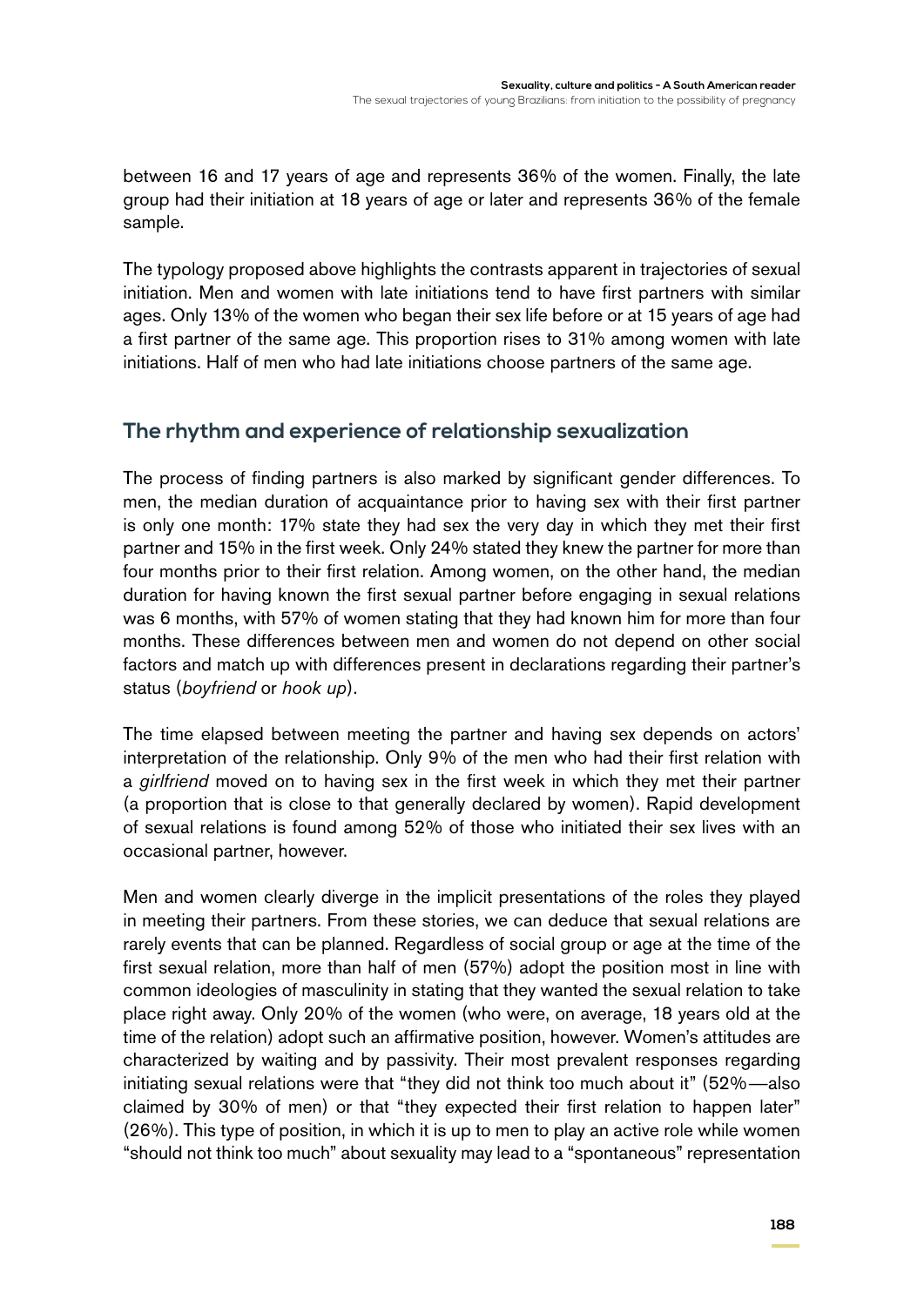between 16 and 17 years of age and represents 36% of the women. Finally, the late group had their initiation at 18 years of age or later and represents 36% of the female sample.

The typology proposed above highlights the contrasts apparent in trajectories of sexual initiation. Men and women with late initiations tend to have first partners with similar ages. Only 13% of the women who began their sex life before or at 15 years of age had a first partner of the same age. This proportion rises to 31% among women with late initiations. Half of men who had late initiations choose partners of the same age.

## The rhythm and experience of relationship sexualization

The process of finding partners is also marked by significant gender differences. To men, the median duration of acquaintance prior to having sex with their first partner is only one month: 17% state they had sex the very day in which they met their first partner and 15% in the first week. Only 24% stated they knew the partner for more than four months prior to their first relation. Among women, on the other hand, the median duration for having known the first sexual partner before engaging in sexual relations was 6 months, with 57% of women stating that they had known him for more than four months. These differences between men and women do not depend on other social factors and match up with differences present in declarations regarding their partner's status (*boyfriend* or *hook up*).

The time elapsed between meeting the partner and having sex depends on actors' interpretation of the relationship. Only 9% of the men who had their first relation with a *girlfriend* moved on to having sex in the first week in which they met their partner (a proportion that is close to that generally declared by women). Rapid development of sexual relations is found among 52% of those who initiated their sex lives with an occasional partner, however.

Men and women clearly diverge in the implicit presentations of the roles they played in meeting their partners. From these stories, we can deduce that sexual relations are rarely events that can be planned. Regardless of social group or age at the time of the first sexual relation, more than half of men (57%) adopt the position most in line with common ideologies of masculinity in stating that they wanted the sexual relation to take place right away. Only 20% of the women (who were, on average, 18 years old at the time of the relation) adopt such an affirmative position, however. Women's attitudes are characterized by waiting and by passivity. Their most prevalent responses regarding initiating sexual relations were that "they did not think too much about it" (52%—also claimed by 30% of men) or that "they expected their first relation to happen later" (26%). This type of position, in which it is up to men to play an active role while women "should not think too much" about sexuality may lead to a "spontaneous" representation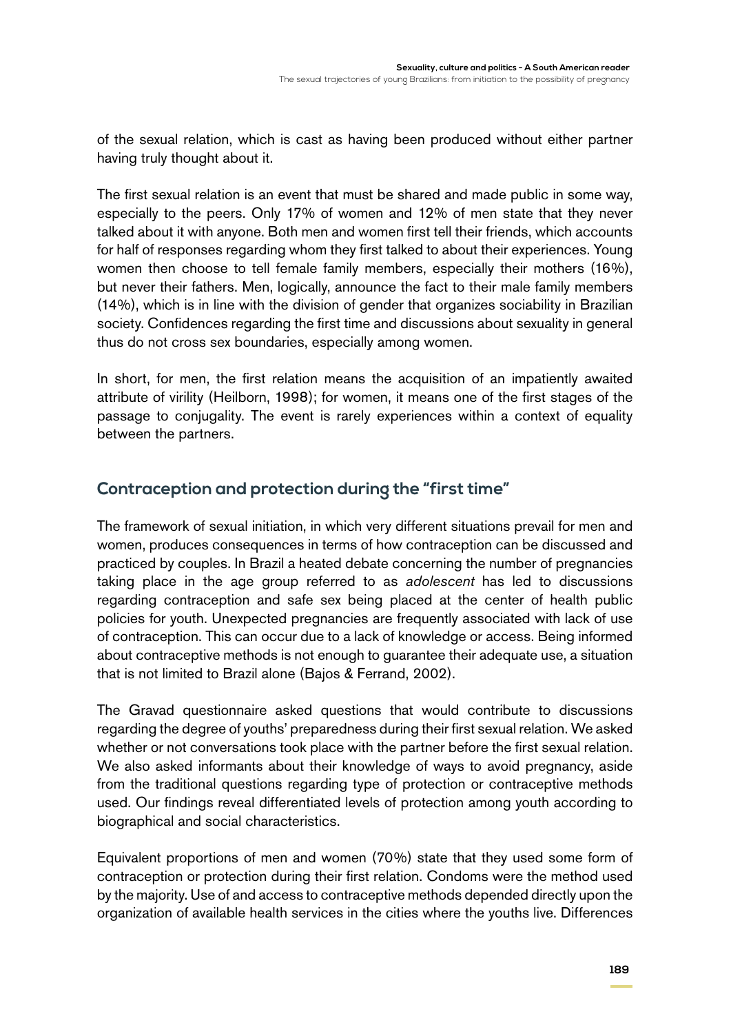of the sexual relation, which is cast as having been produced without either partner having truly thought about it.

The first sexual relation is an event that must be shared and made public in some way, especially to the peers. Only 17% of women and 12% of men state that they never talked about it with anyone. Both men and women first tell their friends, which accounts for half of responses regarding whom they first talked to about their experiences. Young women then choose to tell female family members, especially their mothers (16%), but never their fathers. Men, logically, announce the fact to their male family members (14%), which is in line with the division of gender that organizes sociability in Brazilian society. Confidences regarding the first time and discussions about sexuality in general thus do not cross sex boundaries, especially among women.

In short, for men, the first relation means the acquisition of an impatiently awaited attribute of virility (Heilborn, 1998); for women, it means one of the first stages of the passage to conjugality. The event is rarely experiences within a context of equality between the partners.

## Contraception and protection during the "first time"

The framework of sexual initiation, in which very different situations prevail for men and women, produces consequences in terms of how contraception can be discussed and practiced by couples. In Brazil a heated debate concerning the number of pregnancies taking place in the age group referred to as *adolescent* has led to discussions regarding contraception and safe sex being placed at the center of health public policies for youth. Unexpected pregnancies are frequently associated with lack of use of contraception. This can occur due to a lack of knowledge or access. Being informed about contraceptive methods is not enough to guarantee their adequate use, a situation that is not limited to Brazil alone (Bajos & Ferrand, 2002).

The Gravad questionnaire asked questions that would contribute to discussions regarding the degree of youths' preparedness during their first sexual relation. We asked whether or not conversations took place with the partner before the first sexual relation. We also asked informants about their knowledge of ways to avoid pregnancy, aside from the traditional questions regarding type of protection or contraceptive methods used. Our findings reveal differentiated levels of protection among youth according to biographical and social characteristics.

Equivalent proportions of men and women (70%) state that they used some form of contraception or protection during their first relation. Condoms were the method used by the majority. Use of and access to contraceptive methods depended directly upon the organization of available health services in the cities where the youths live. Differences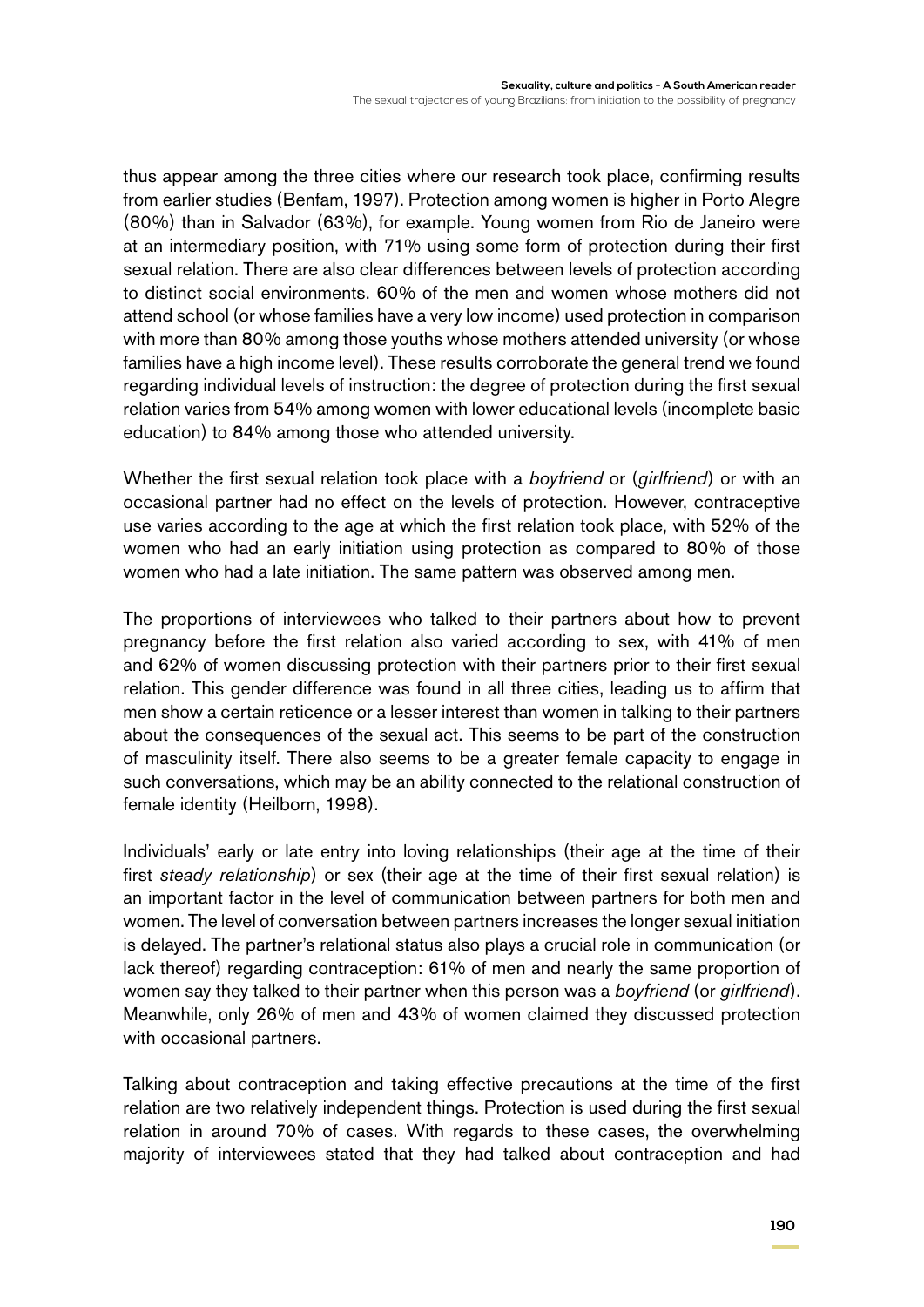thus appear among the three cities where our research took place, confirming results from earlier studies (Benfam, 1997). Protection among women is higher in Porto Alegre (80%) than in Salvador (63%), for example. Young women from Rio de Janeiro were at an intermediary position, with 71% using some form of protection during their first sexual relation. There are also clear differences between levels of protection according to distinct social environments. 60% of the men and women whose mothers did not attend school (or whose families have a very low income) used protection in comparison with more than 80% among those youths whose mothers attended university (or whose families have a high income level). These results corroborate the general trend we found regarding individual levels of instruction: the degree of protection during the first sexual relation varies from 54% among women with lower educational levels (incomplete basic education) to 84% among those who attended university.

Whether the first sexual relation took place with a *boyfriend* or (*girlfriend*) or with an occasional partner had no effect on the levels of protection. However, contraceptive use varies according to the age at which the first relation took place, with 52% of the women who had an early initiation using protection as compared to 80% of those women who had a late initiation. The same pattern was observed among men.

The proportions of interviewees who talked to their partners about how to prevent pregnancy before the first relation also varied according to sex, with 41% of men and 62% of women discussing protection with their partners prior to their first sexual relation. This gender difference was found in all three cities, leading us to affirm that men show a certain reticence or a lesser interest than women in talking to their partners about the consequences of the sexual act. This seems to be part of the construction of masculinity itself. There also seems to be a greater female capacity to engage in such conversations, which may be an ability connected to the relational construction of female identity (Heilborn, 1998).

Individuals' early or late entry into loving relationships (their age at the time of their first *steady relationship*) or sex (their age at the time of their first sexual relation) is an important factor in the level of communication between partners for both men and women. The level of conversation between partners increases the longer sexual initiation is delayed. The partner's relational status also plays a crucial role in communication (or lack thereof) regarding contraception: 61% of men and nearly the same proportion of women say they talked to their partner when this person was a *boyfriend* (or *girlfriend*). Meanwhile, only 26% of men and 43% of women claimed they discussed protection with occasional partners.

Talking about contraception and taking effective precautions at the time of the first relation are two relatively independent things. Protection is used during the first sexual relation in around 70% of cases. With regards to these cases, the overwhelming majority of interviewees stated that they had talked about contraception and had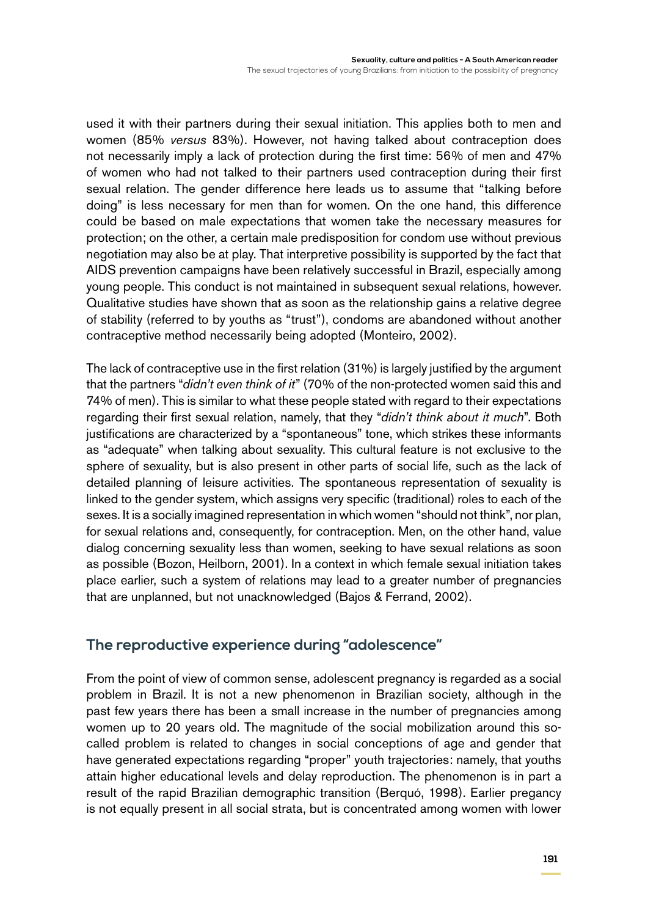used it with their partners during their sexual initiation. This applies both to men and women (85% *versus* 83%). However, not having talked about contraception does not necessarily imply a lack of protection during the first time: 56% of men and 47% of women who had not talked to their partners used contraception during their first sexual relation. The gender difference here leads us to assume that "talking before doing" is less necessary for men than for women. On the one hand, this difference could be based on male expectations that women take the necessary measures for protection; on the other, a certain male predisposition for condom use without previous negotiation may also be at play. That interpretive possibility is supported by the fact that AIDS prevention campaigns have been relatively successful in Brazil, especially among young people. This conduct is not maintained in subsequent sexual relations, however. Qualitative studies have shown that as soon as the relationship gains a relative degree of stability (referred to by youths as "trust"), condoms are abandoned without another contraceptive method necessarily being adopted (Monteiro, 2002).

The lack of contraceptive use in the first relation (31%) is largely justified by the argument that the partners "*didn't even think of it*" (70% of the non-protected women said this and 74% of men). This is similar to what these people stated with regard to their expectations regarding their first sexual relation, namely, that they "*didn't think about it much*". Both justifications are characterized by a "spontaneous" tone, which strikes these informants as "adequate" when talking about sexuality. This cultural feature is not exclusive to the sphere of sexuality, but is also present in other parts of social life, such as the lack of detailed planning of leisure activities. The spontaneous representation of sexuality is linked to the gender system, which assigns very specific (traditional) roles to each of the sexes. It is a socially imagined representation in which women "should not think", nor plan, for sexual relations and, consequently, for contraception. Men, on the other hand, value dialog concerning sexuality less than women, seeking to have sexual relations as soon as possible (Bozon, Heilborn, 2001). In a context in which female sexual initiation takes place earlier, such a system of relations may lead to a greater number of pregnancies that are unplanned, but not unacknowledged (Bajos & Ferrand, 2002).

## The reproductive experience during "adolescence"

From the point of view of common sense, adolescent pregnancy is regarded as a social problem in Brazil. It is not a new phenomenon in Brazilian society, although in the past few years there has been a small increase in the number of pregnancies among women up to 20 years old. The magnitude of the social mobilization around this so-called problem is related to changes in social conceptions of age and gender that have generated expectations regarding "proper" youth trajectories: namely, that youths attain higher educational levels and delay reproduction. The phenomenon is in part a result of the rapid Brazilian demographic transition (Berquó, 1998). Earlier pregancy is not equally present in all social strata, but is concentrated among women with lower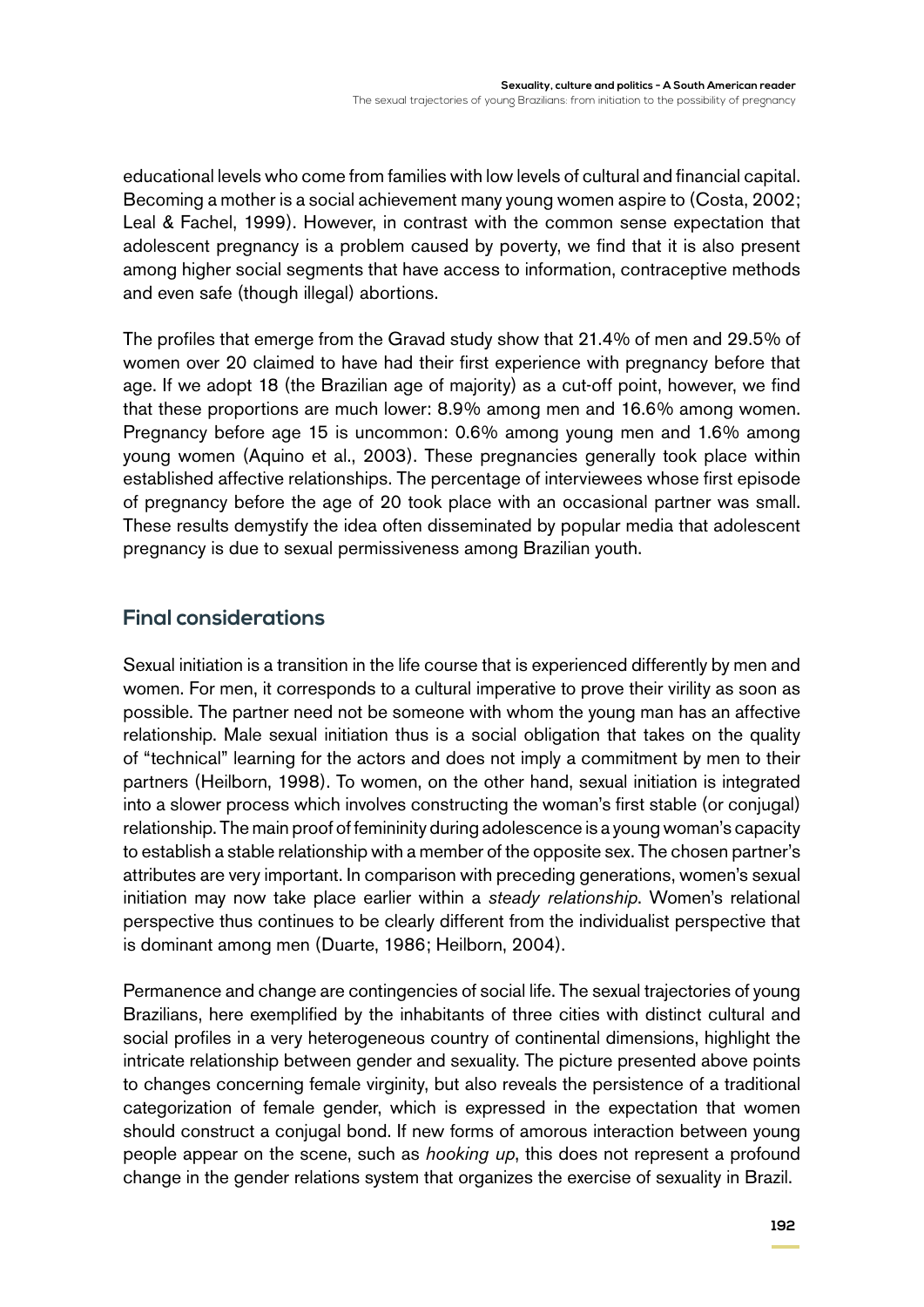educational levels who come from families with low levels of cultural and financial capital. Becoming a mother is a social achievement many young women aspire to (Costa, 2002; Leal & Fachel, 1999). However, in contrast with the common sense expectation that adolescent pregnancy is a problem caused by poverty, we find that it is also present among higher social segments that have access to information, contraceptive methods and even safe (though illegal) abortions.

The profiles that emerge from the Gravad study show that 21.4% of men and 29.5% of women over 20 claimed to have had their first experience with pregnancy before that age. If we adopt 18 (the Brazilian age of majority) as a cut-off point, however, we find that these proportions are much lower: 8.9% among men and 16.6% among women. Pregnancy before age 15 is uncommon: 0.6% among young men and 1.6% among young women (Aquino et al., 2003). These pregnancies generally took place within established affective relationships. The percentage of interviewees whose first episode of pregnancy before the age of 20 took place with an occasional partner was small. These results demystify the idea often disseminated by popular media that adolescent pregnancy is due to sexual permissiveness among Brazilian youth.

## Final considerations

Sexual initiation is a transition in the life course that is experienced differently by men and women. For men, it corresponds to a cultural imperative to prove their virility as soon as possible. The partner need not be someone with whom the young man has an affective relationship. Male sexual initiation thus is a social obligation that takes on the quality of "technical" learning for the actors and does not imply a commitment by men to their partners (Heilborn, 1998). To women, on the other hand, sexual initiation is integrated into a slower process which involves constructing the woman's first stable (or conjugal) relationship. The main proof of femininity during adolescence is a young woman's capacity to establish a stable relationship with a member of the opposite sex. The chosen partner's attributes are very important. In comparison with preceding generations, women's sexual initiation may now take place earlier within a *steady relationship*. Women's relational perspective thus continues to be clearly different from the individualist perspective that is dominant among men (Duarte, 1986; Heilborn, 2004).

Permanence and change are contingencies of social life. The sexual trajectories of young Brazilians, here exemplified by the inhabitants of three cities with distinct cultural and social profiles in a very heterogeneous country of continental dimensions, highlight the intricate relationship between gender and sexuality. The picture presented above points to changes concerning female virginity, but also reveals the persistence of a traditional categorization of female gender, which is expressed in the expectation that women should construct a conjugal bond. If new forms of amorous interaction between young people appear on the scene, such as *hooking up*, this does not represent a profound change in the gender relations system that organizes the exercise of sexuality in Brazil.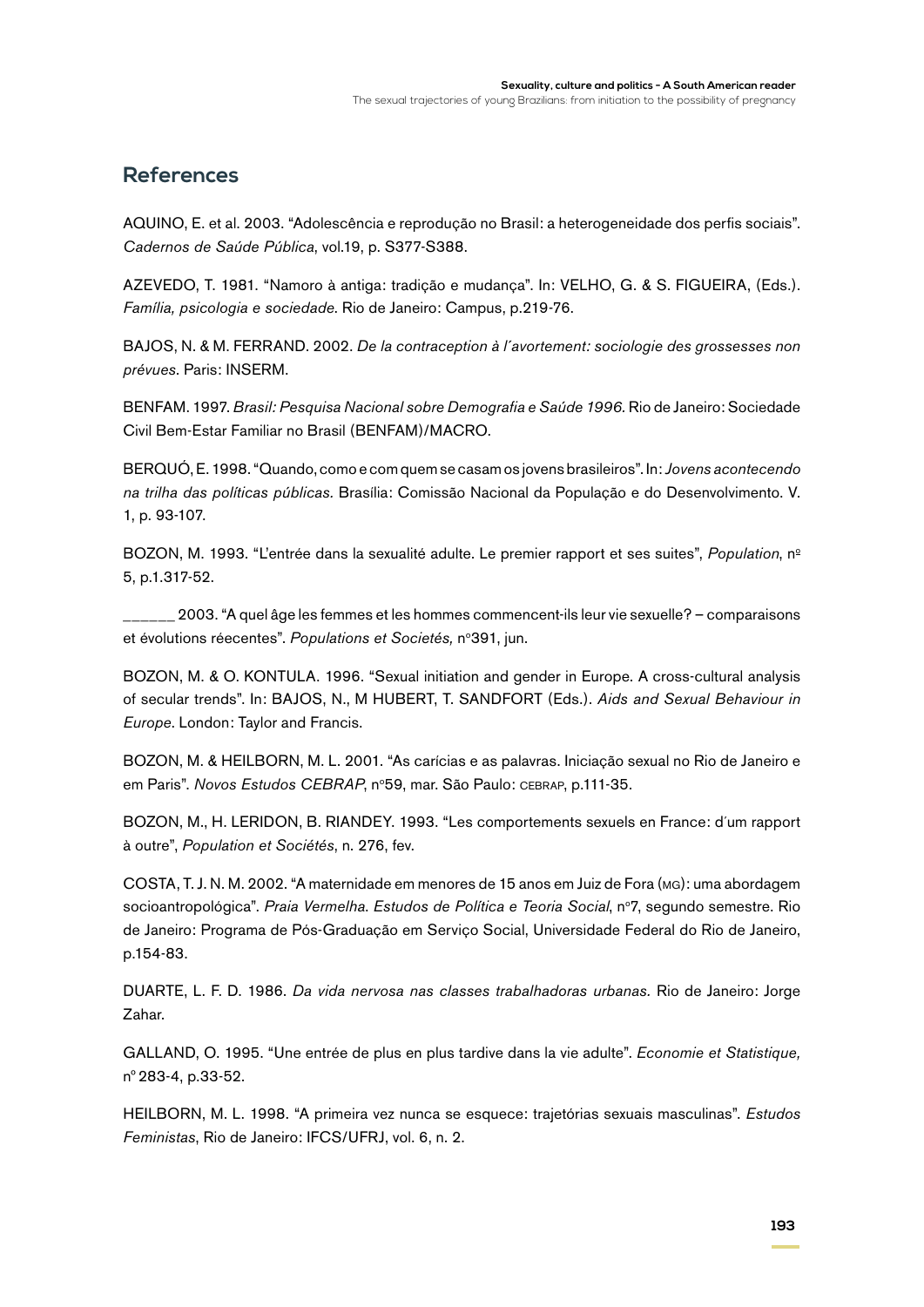## References

AQUINO, E. et al. 2003. "Adolescência e reprodução no Brasil: a heterogeneidade dos perfis sociais". *Cadernos de Saúde Pública*, vol.19, p. S377-S388.

AZEVEDO, T. 1981. "Namoro à antiga: tradição e mudança". In: VELHO, G. & S. FIGUEIRA, (Eds.). *Família, psicologia e sociedade*. Rio de Janeiro: Campus, p.219-76.

BAJOS, N. & M. FERRAND. 2002. *De la contraception à l´avortement: sociologie des grossesses non prévues*. Paris: INSERM.

BENFAM. 1997. *Brasil: Pesquisa Nacional sobre Demografia e Saúde 1996*. Rio de Janeiro: Sociedade Civil Bem-Estar Familiar no Brasil (BENFAM)/MACRO.

BERQUÓ, E. 1998. "Quando, como e com quem se casam os jovens brasileiros". In: *Jovens acontecendo na trilha das políticas públicas*. Brasília: Comissão Nacional da População e do Desenvolvimento. V. 1, p. 93-107.

BOZON, M. 1993. "L'entrée dans la sexualité adulte. Le premier rapport et ses suites", *Population*, nº 5, p.1.317-52.

______ 2003. "A quel âge les femmes et les hommes commencent-ils leur vie sexuelle? – comparaisons et évolutions réecentes". *Populations et Societés,* nº391, jun.

BOZON, M. & O. KONTULA. 1996. "Sexual initiation and gender in Europe. A cross-cultural analysis of secular trends". In: BAJOS, N., M HUBERT, T. SANDFORT (Eds.). *Aids and Sexual Behaviour in Europe*. London: Taylor and Francis.

BOZON, M. & HEILBORN, M. L. 2001. "As carícias e as palavras. Iniciação sexual no Rio de Janeiro e em Paris". *Novos Estudos CEBRAP*, nº59, mar. São Paulo: CEBRAP, p.111-35.

BOZON, M., H. LERIDON, B. RIANDEY. 1993. "Les comportements sexuels en France: d´um rapport à outre", *Population et Sociétés*, n. 276, fev.

COSTA, T. J. N. M. 2002. "A maternidade em menores de 15 anos em Juiz de Fora (MG): uma abordagem socioantropológica". *Praia Vermelha. Estudos de Política e Teoria Social*, nº7, segundo semestre. Rio de Janeiro: Programa de Pós-Graduação em Serviço Social, Universidade Federal do Rio de Janeiro, p.154-83.

DUARTE, L. F. D. 1986. *Da vida nervosa nas classes trabalhadoras urbanas*. Rio de Janeiro: Jorge Zahar.

GALLAND, O. 1995. "Une entrée de plus en plus tardive dans la vie adulte". *Economie et Statistique,* nº 283-4, p.33-52.

HEILBORN, M. L. 1998. "A primeira vez nunca se esquece: trajetórias sexuais masculinas". *Estudos Feministas*, Rio de Janeiro: IFCS/UFRJ, vol. 6, n. 2.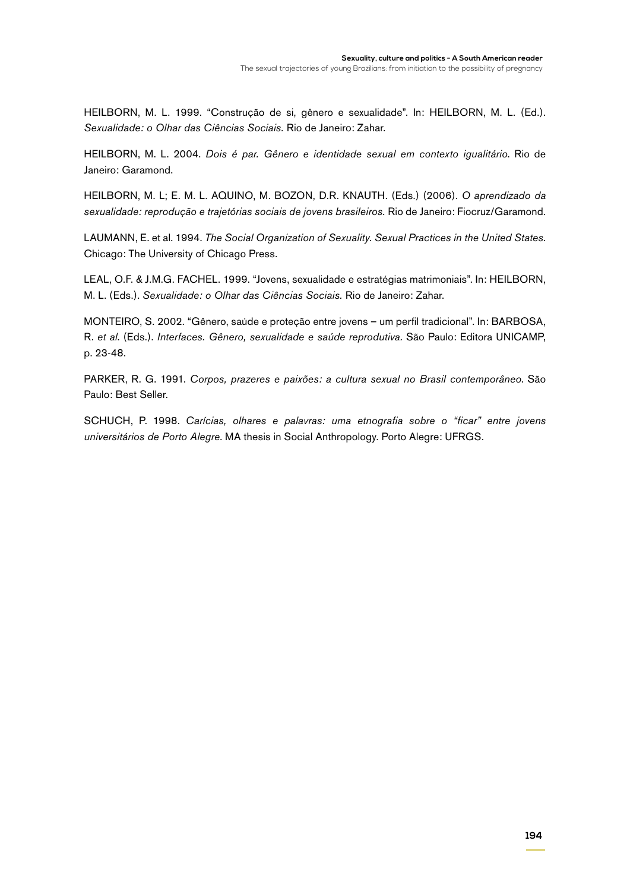HEILBORN, M. L. 1999. "Construção de si, gênero e sexualidade". In: HEILBORN, M. L. (Ed.). *Sexualidade: o Olhar das Ciências Sociais.* Rio de Janeiro: Zahar.

HEILBORN, M. L. 2004. *Dois é par. Gênero e identidade sexual em contexto igualitário*. Rio de Janeiro: Garamond.

HEILBORN, M. L; E. M. L. AQUINO, M. BOZON, D.R. KNAUTH. (Eds.) (2006). *O aprendizado da sexualidade: reprodução e trajetórias sociais de jovens brasileiros.* Rio de Janeiro: Fiocruz/Garamond.

LAUMANN, E. et al. 1994. *The Social Organization of Sexuality. Sexual Practices in the United States*. Chicago: The University of Chicago Press.

LEAL, O.F. & J.M.G. FACHEL. 1999. "Jovens, sexualidade e estratégias matrimoniais". In: HEILBORN, M. L. (Eds.). *Sexualidade: o Olhar das Ciências Sociais.* Rio de Janeiro: Zahar.

MONTEIRO, S. 2002. "Gênero, saúde e proteção entre jovens – um perfil tradicional". In: BARBOSA, R. *et al.* (Eds.). *Interfaces. Gênero, sexualidade e saúde reprodutiva.* São Paulo: Editora UNICAMP, p. 23-48.

PARKER, R. G. 1991. *Corpos, prazeres e paixões: a cultura sexual no Brasil contemporâneo*. São Paulo: Best Seller.

SCHUCH, P. 1998. *Carícias, olhares e palavras: uma etnografia sobre o "ficar" entre jovens universitários de Porto Alegre*. MA thesis in Social Anthropology. Porto Alegre: UFRGS.